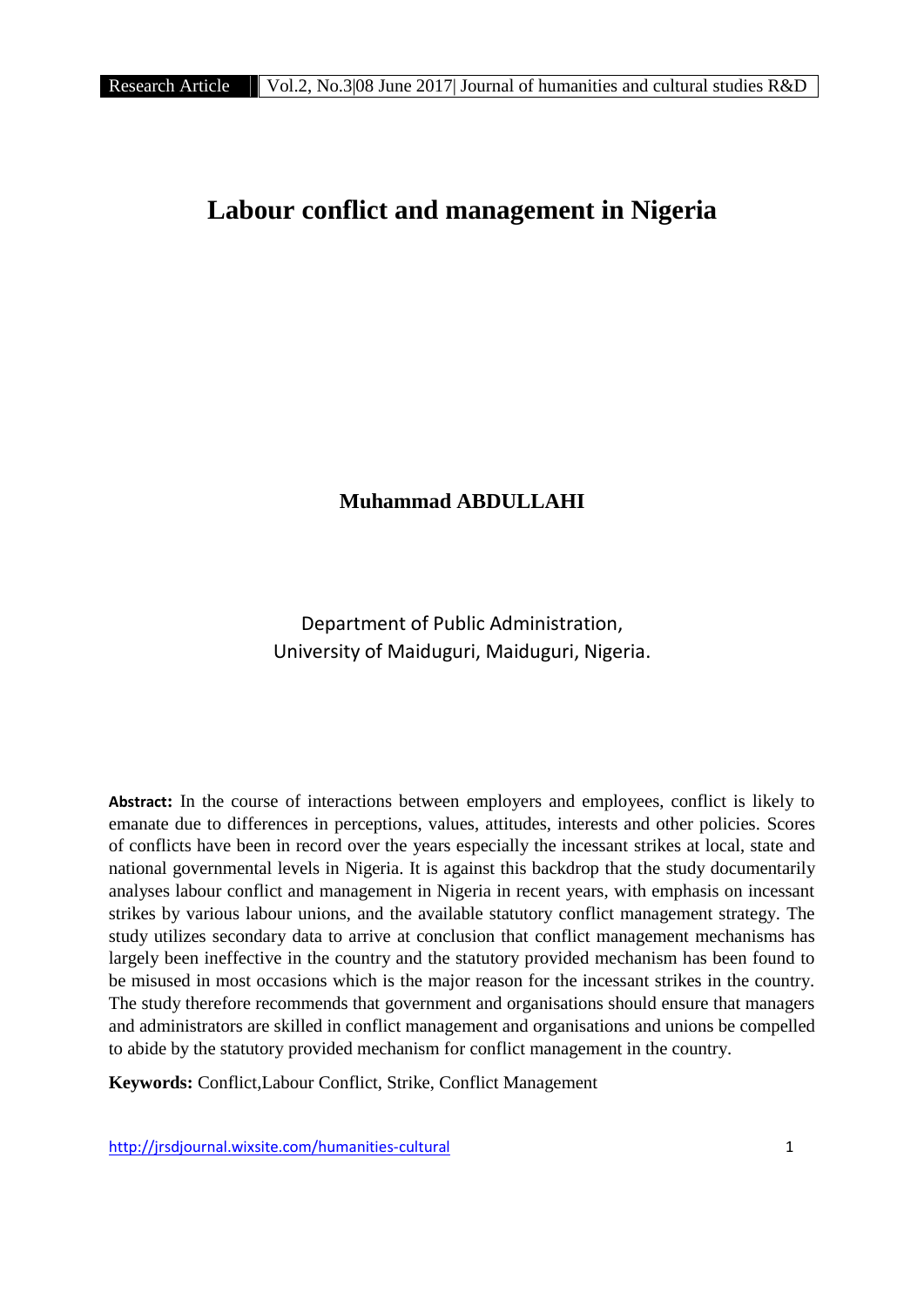# Labour conflict and management in Nigeria

**Muhammad ABDULLAHI**

Department of Public Administration,
University of Maiduguri, Maiduguri, Nigeria.

**Abstract:** In the course of interactions between employers and employees, conflict is likely to emanate due to differences in perceptions, values, attitudes, interests and other policies. Scores of conflicts have been in record over the years especially the incessant strikes at local, state and national governmental levels in Nigeria. It is against this backdrop that the study documentarily analyses labour conflict and management in Nigeria in recent years, with emphasis on incessant strikes by various labour unions, and the available statutory conflict management strategy. The study utilizes secondary data to arrive at conclusion that conflict management mechanisms has largely been ineffective in the country and the statutory provided mechanism has been found to be misused in most occasions which is the major reason for the incessant strikes in the country. The study therefore recommends that government and organisations should ensure that managers and administrators are skilled in conflict management and organisations and unions be compelled to abide by the statutory provided mechanism for conflict management in the country.

**Keywords:** Conflict,Labour Conflict, Strike, Conflict Management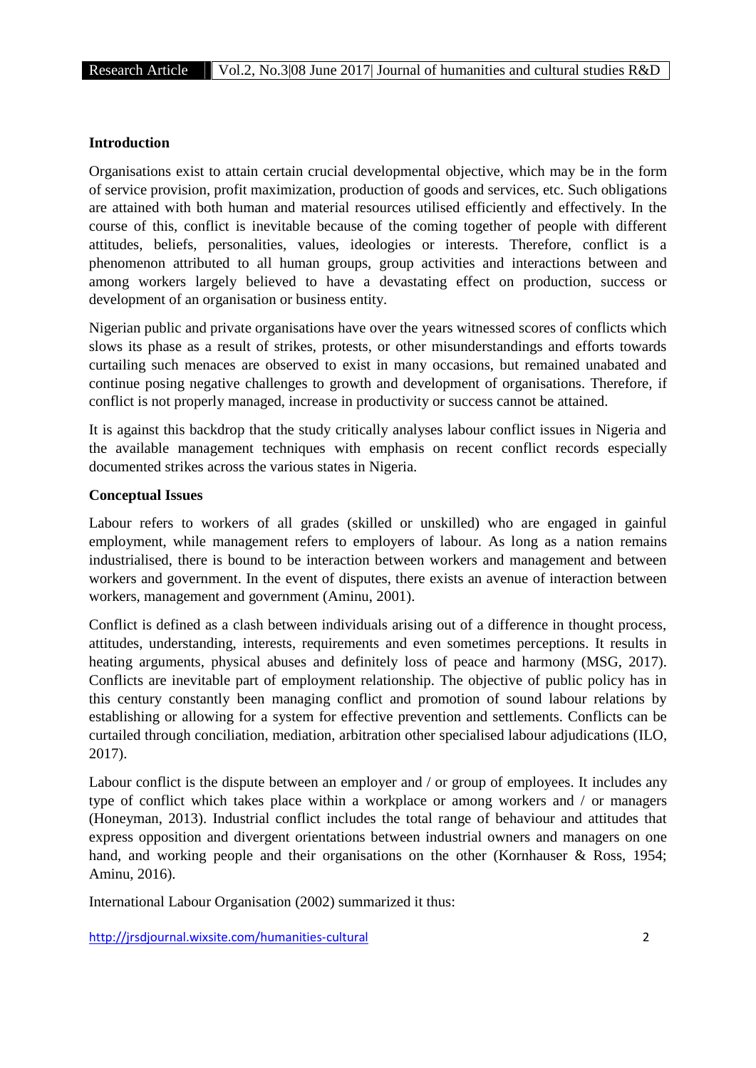**Introduction**

Organisations exist to attain certain crucial developmental objective, which may be in the form of service provision, profit maximization, production of goods and services, etc. Such obligations are attained with both human and material resources utilised efficiently and effectively. In the course of this, conflict is inevitable because of the coming together of people with different attitudes, beliefs, personalities, values, ideologies or interests. Therefore, conflict is a phenomenon attributed to all human groups, group activities and interactions between and among workers largely believed to have a devastating effect on production, success or development of an organisation or business entity.

Nigerian public and private organisations have over the years witnessed scores of conflicts which slows its phase as a result of strikes, protests, or other misunderstandings and efforts towards curtailing such menaces are observed to exist in many occasions, but remained unabated and continue posing negative challenges to growth and development of organisations. Therefore, if conflict is not properly managed, increase in productivity or success cannot be attained.

It is against this backdrop that the study critically analyses labour conflict issues in Nigeria and the available management techniques with emphasis on recent conflict records especially documented strikes across the various states in Nigeria.

**Conceptual Issues**

Labour refers to workers of all grades (skilled or unskilled) who are engaged in gainful employment, while management refers to employers of labour. As long as a nation remains industrialised, there is bound to be interaction between workers and management and between workers and government. In the event of disputes, there exists an avenue of interaction between workers, management and government (Aminu, 2001).

Conflict is defined as a clash between individuals arising out of a difference in thought process, attitudes, understanding, interests, requirements and even sometimes perceptions. It results in heating arguments, physical abuses and definitely loss of peace and harmony (MSG, 2017). Conflicts are inevitable part of employment relationship. The objective of public policy has in this century constantly been managing conflict and promotion of sound labour relations by establishing or allowing for a system for effective prevention and settlements. Conflicts can be curtailed through conciliation, mediation, arbitration other specialised labour adjudications (ILO, 2017).

Labour conflict is the dispute between an employer and / or group of employees. It includes any type of conflict which takes place within a workplace or among workers and / or managers (Honeyman, 2013). Industrial conflict includes the total range of behaviour and attitudes that express opposition and divergent orientations between industrial owners and managers on one hand, and working people and their organisations on the other (Kornhauser & Ross, 1954; Aminu, 2016).

International Labour Organisation (2002) summarized it thus: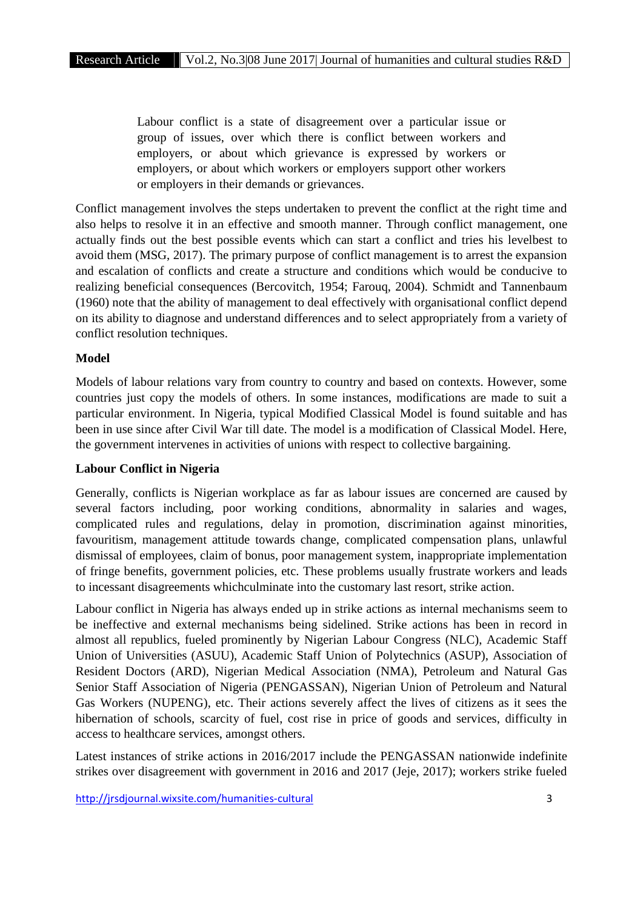> Labour conflict is a state of disagreement over a particular issue or group of issues, over which there is conflict between workers and employers, or about which grievance is expressed by workers or employers, or about which workers or employers support other workers or employers in their demands or grievances.

Conflict management involves the steps undertaken to prevent the conflict at the right time and also helps to resolve it in an effective and smooth manner. Through conflict management, one actually finds out the best possible events which can start a conflict and tries his levelbest to avoid them (MSG, 2017). The primary purpose of conflict management is to arrest the expansion and escalation of conflicts and create a structure and conditions which would be conducive to realizing beneficial consequences (Bercovitch, 1954; Farouq, 2004). Schmidt and Tannenbaum (1960) note that the ability of management to deal effectively with organisational conflict depend on its ability to diagnose and understand differences and to select appropriately from a variety of conflict resolution techniques.

**Model**

Models of labour relations vary from country to country and based on contexts. However, some countries just copy the models of others. In some instances, modifications are made to suit a particular environment. In Nigeria, typical Modified Classical Model is found suitable and has been in use since after Civil War till date. The model is a modification of Classical Model. Here, the government intervenes in activities of unions with respect to collective bargaining.

**Labour Conflict in Nigeria**

Generally, conflicts is Nigerian workplace as far as labour issues are concerned are caused by several factors including, poor working conditions, abnormality in salaries and wages, complicated rules and regulations, delay in promotion, discrimination against minorities, favouritism, management attitude towards change, complicated compensation plans, unlawful dismissal of employees, claim of bonus, poor management system, inappropriate implementation of fringe benefits, government policies, etc. These problems usually frustrate workers and leads to incessant disagreements whichculminate into the customary last resort, strike action.

Labour conflict in Nigeria has always ended up in strike actions as internal mechanisms seem to be ineffective and external mechanisms being sidelined. Strike actions has been in record in almost all republics, fueled prominently by Nigerian Labour Congress (NLC), Academic Staff Union of Universities (ASUU), Academic Staff Union of Polytechnics (ASUP), Association of Resident Doctors (ARD), Nigerian Medical Association (NMA), Petroleum and Natural Gas Senior Staff Association of Nigeria (PENGASSAN), Nigerian Union of Petroleum and Natural Gas Workers (NUPENG), etc. Their actions severely affect the lives of citizens as it sees the hibernation of schools, scarcity of fuel, cost rise in price of goods and services, difficulty in access to healthcare services, amongst others.

Latest instances of strike actions in 2016/2017 include the PENGASSAN nationwide indefinite strikes over disagreement with government in 2016 and 2017 (Jeje, 2017); workers strike fueled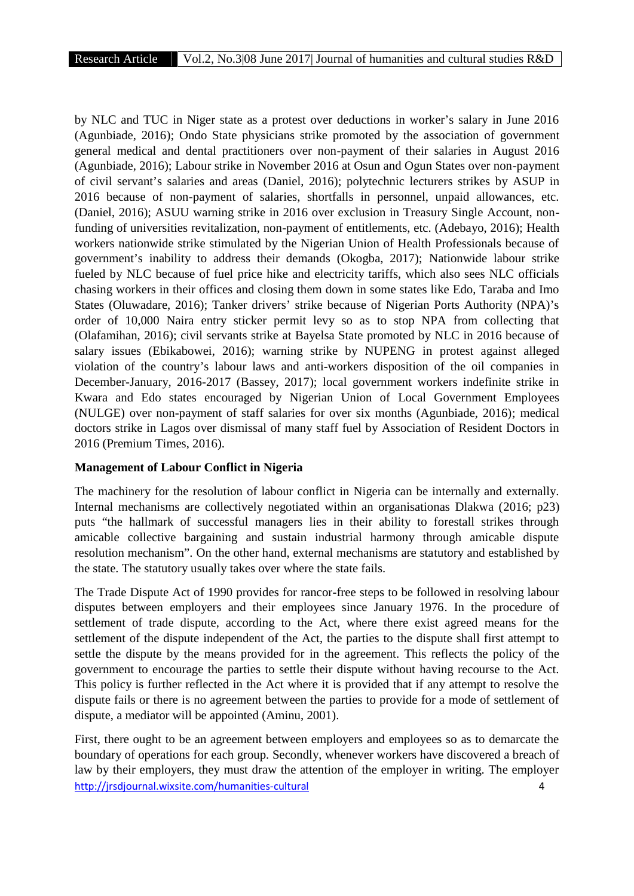by NLC and TUC in Niger state as a protest over deductions in worker's salary in June 2016 (Agunbiade, 2016); Ondo State physicians strike promoted by the association of government general medical and dental practitioners over non-payment of their salaries in August 2016 (Agunbiade, 2016); Labour strike in November 2016 at Osun and Ogun States over non-payment of civil servant's salaries and areas (Daniel, 2016); polytechnic lecturers strikes by ASUP in 2016 because of non-payment of salaries, shortfalls in personnel, unpaid allowances, etc. (Daniel, 2016); ASUU warning strike in 2016 over exclusion in Treasury Single Account, non-funding of universities revitalization, non-payment of entitlements, etc. (Adebayo, 2016); Health workers nationwide strike stimulated by the Nigerian Union of Health Professionals because of government's inability to address their demands (Okogba, 2017); Nationwide labour strike fueled by NLC because of fuel price hike and electricity tariffs, which also sees NLC officials chasing workers in their offices and closing them down in some states like Edo, Taraba and Imo States (Oluwadare, 2016); Tanker drivers' strike because of Nigerian Ports Authority (NPA)'s order of 10,000 Naira entry sticker permit levy so as to stop NPA from collecting that (Olafamihan, 2016); civil servants strike at Bayelsa State promoted by NLC in 2016 because of salary issues (Ebikabowei, 2016); warning strike by NUPENG in protest against alleged violation of the country's labour laws and anti-workers disposition of the oil companies in December-January, 2016-2017 (Bassey, 2017); local government workers indefinite strike in Kwara and Edo states encouraged by Nigerian Union of Local Government Employees (NULGE) over non-payment of staff salaries for over six months (Agunbiade, 2016); medical doctors strike in Lagos over dismissal of many staff fuel by Association of Resident Doctors in 2016 (Premium Times, 2016).

**Management of Labour Conflict in Nigeria**

The machinery for the resolution of labour conflict in Nigeria can be internally and externally. Internal mechanisms are collectively negotiated within an organisationas Dlakwa (2016; p23) puts "the hallmark of successful managers lies in their ability to forestall strikes through amicable collective bargaining and sustain industrial harmony through amicable dispute resolution mechanism". On the other hand, external mechanisms are statutory and established by the state. The statutory usually takes over where the state fails.

The Trade Dispute Act of 1990 provides for rancor-free steps to be followed in resolving labour disputes between employers and their employees since January 1976. In the procedure of settlement of trade dispute, according to the Act, where there exist agreed means for the settlement of the dispute independent of the Act, the parties to the dispute shall first attempt to settle the dispute by the means provided for in the agreement. This reflects the policy of the government to encourage the parties to settle their dispute without having recourse to the Act. This policy is further reflected in the Act where it is provided that if any attempt to resolve the dispute fails or there is no agreement between the parties to provide for a mode of settlement of dispute, a mediator will be appointed (Aminu, 2001).

First, there ought to be an agreement between employers and employees so as to demarcate the boundary of operations for each group. Secondly, whenever workers have discovered a breach of law by their employers, they must draw the attention of the employer in writing. The employer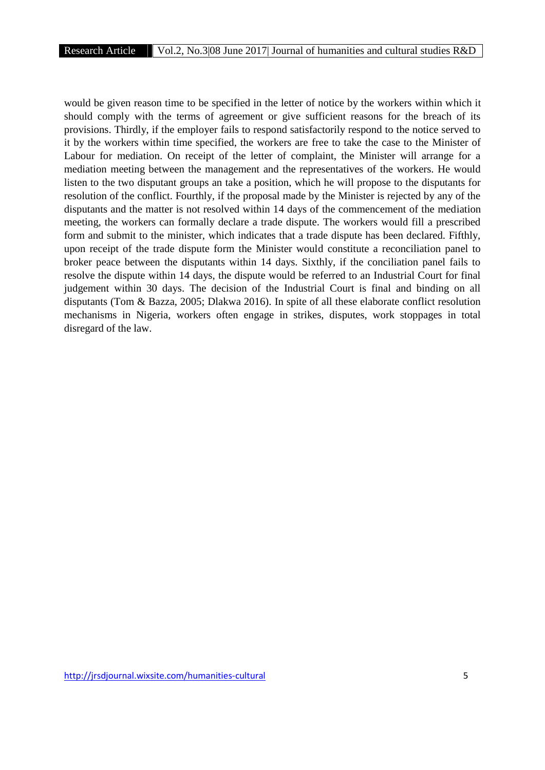would be given reason time to be specified in the letter of notice by the workers within which it should comply with the terms of agreement or give sufficient reasons for the breach of its provisions. Thirdly, if the employer fails to respond satisfactorily respond to the notice served to it by the workers within time specified, the workers are free to take the case to the Minister of Labour for mediation. On receipt of the letter of complaint, the Minister will arrange for a mediation meeting between the management and the representatives of the workers. He would listen to the two disputant groups an take a position, which he will propose to the disputants for resolution of the conflict. Fourthly, if the proposal made by the Minister is rejected by any of the disputants and the matter is not resolved within 14 days of the commencement of the mediation meeting, the workers can formally declare a trade dispute. The workers would fill a prescribed form and submit to the minister, which indicates that a trade dispute has been declared. Fifthly, upon receipt of the trade dispute form the Minister would constitute a reconciliation panel to broker peace between the disputants within 14 days. Sixthly, if the conciliation panel fails to resolve the dispute within 14 days, the dispute would be referred to an Industrial Court for final judgement within 30 days. The decision of the Industrial Court is final and binding on all disputants (Tom & Bazza, 2005; Dlakwa 2016). In spite of all these elaborate conflict resolution mechanisms in Nigeria, workers often engage in strikes, disputes, work stoppages in total disregard of the law.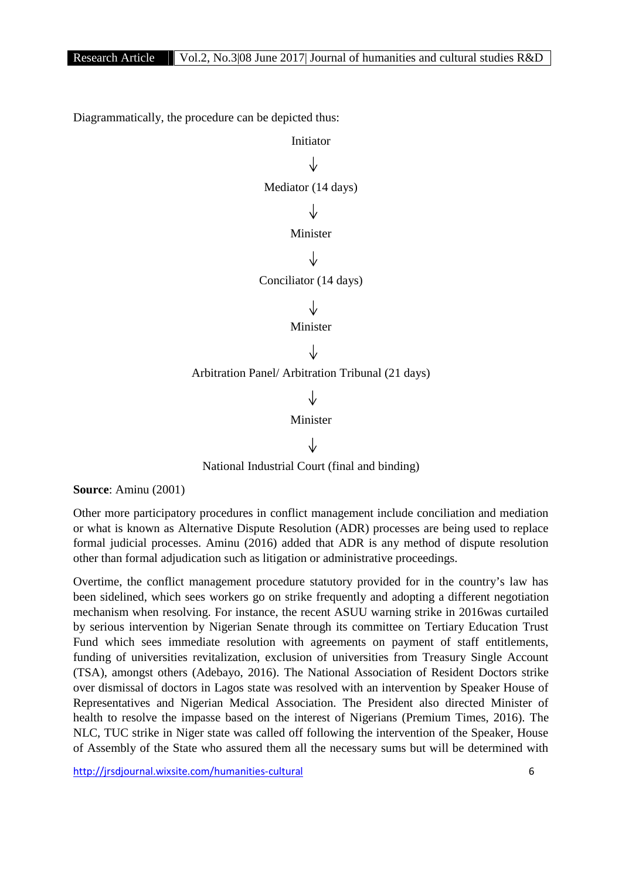Diagrammatically, the procedure can be depicted thus:

Initiator

↓

Mediator (14 days)

↓

Minister

↓

Conciliator (14 days)

↓

Minister

↓

Arbitration Panel/ Arbitration Tribunal (21 days)

↓

Minister

↓

National Industrial Court (final and binding)

**Source**: Aminu (2001)

Other more participatory procedures in conflict management include conciliation and mediation or what is known as Alternative Dispute Resolution (ADR) processes are being used to replace formal judicial processes. Aminu (2016) added that ADR is any method of dispute resolution other than formal adjudication such as litigation or administrative proceedings.

Overtime, the conflict management procedure statutory provided for in the country's law has been sidelined, which sees workers go on strike frequently and adopting a different negotiation mechanism when resolving. For instance, the recent ASUU warning strike in 2016was curtailed by serious intervention by Nigerian Senate through its committee on Tertiary Education Trust Fund which sees immediate resolution with agreements on payment of staff entitlements, funding of universities revitalization, exclusion of universities from Treasury Single Account (TSA), amongst others (Adebayo, 2016). The National Association of Resident Doctors strike over dismissal of doctors in Lagos state was resolved with an intervention by Speaker House of Representatives and Nigerian Medical Association. The President also directed Minister of health to resolve the impasse based on the interest of Nigerians (Premium Times, 2016). The NLC, TUC strike in Niger state was called off following the intervention of the Speaker, House of Assembly of the State who assured them all the necessary sums but will be determined with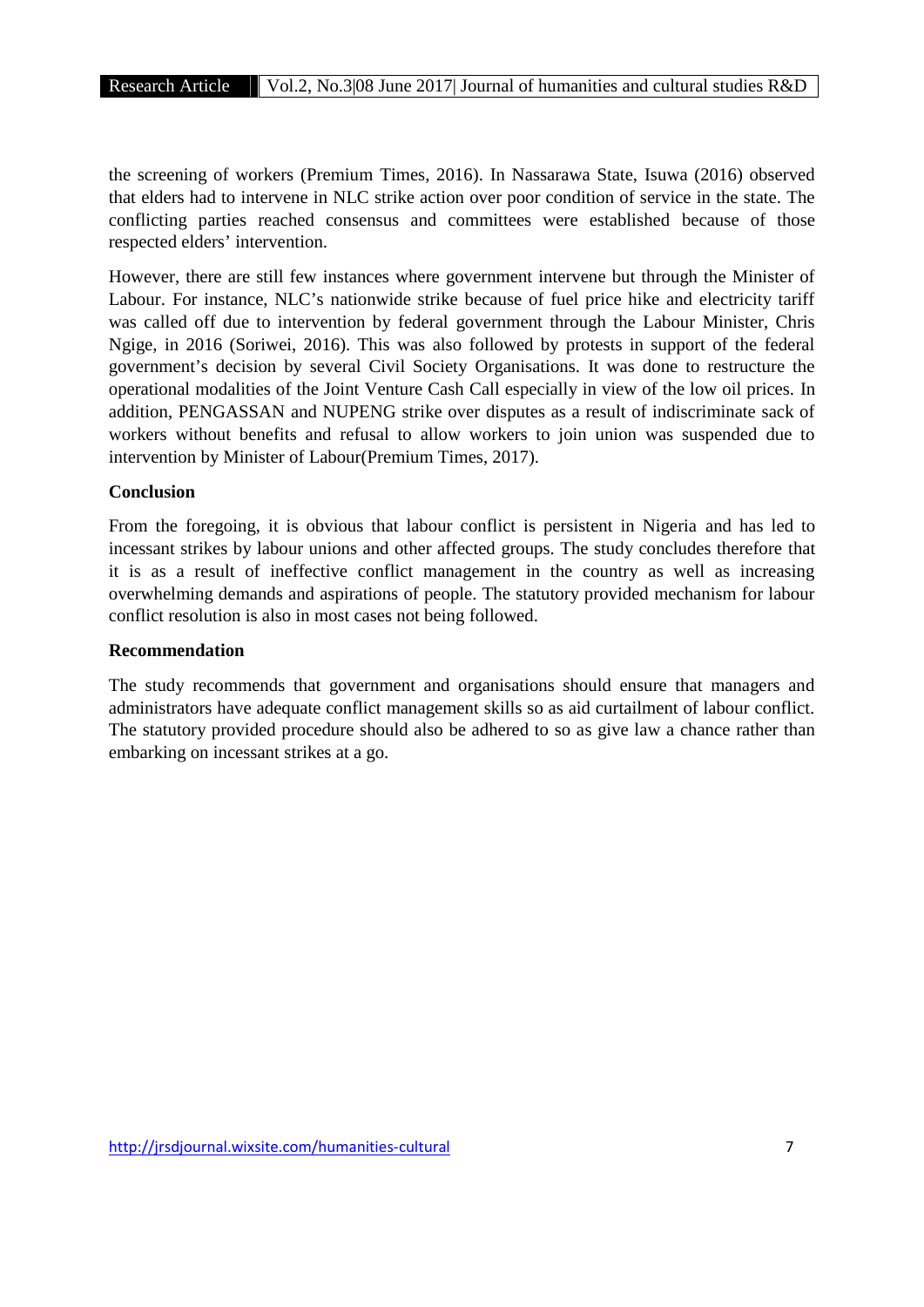the screening of workers (Premium Times, 2016). In Nassarawa State, Isuwa (2016) observed that elders had to intervene in NLC strike action over poor condition of service in the state. The conflicting parties reached consensus and committees were established because of those respected elders' intervention.

However, there are still few instances where government intervene but through the Minister of Labour. For instance, NLC's nationwide strike because of fuel price hike and electricity tariff was called off due to intervention by federal government through the Labour Minister, Chris Ngige, in 2016 (Soriwei, 2016). This was also followed by protests in support of the federal government's decision by several Civil Society Organisations. It was done to restructure the operational modalities of the Joint Venture Cash Call especially in view of the low oil prices. In addition, PENGASSAN and NUPENG strike over disputes as a result of indiscriminate sack of workers without benefits and refusal to allow workers to join union was suspended due to intervention by Minister of Labour(Premium Times, 2017).

**Conclusion**

From the foregoing, it is obvious that labour conflict is persistent in Nigeria and has led to incessant strikes by labour unions and other affected groups. The study concludes therefore that it is as a result of ineffective conflict management in the country as well as increasing overwhelming demands and aspirations of people. The statutory provided mechanism for labour conflict resolution is also in most cases not being followed.

**Recommendation**

The study recommends that government and organisations should ensure that managers and administrators have adequate conflict management skills so as aid curtailment of labour conflict. The statutory provided procedure should also be adhered to so as give law a chance rather than embarking on incessant strikes at a go.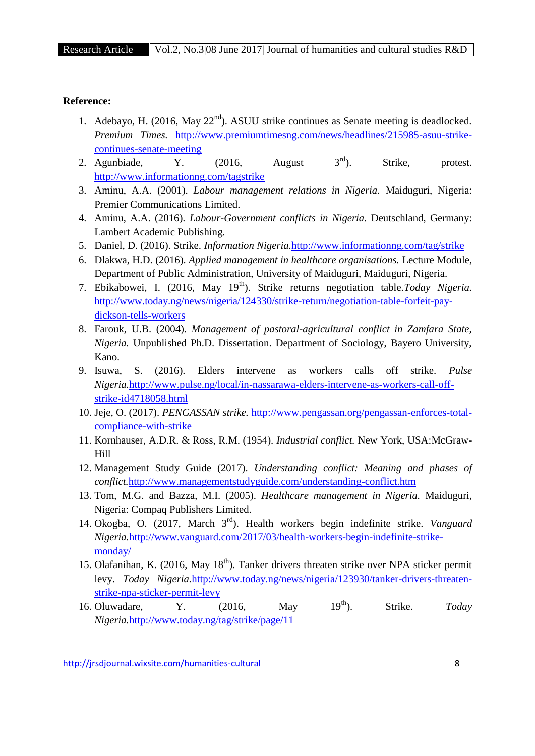**Reference:**

1. Adebayo, H. (2016, May 22nd). ASUU strike continues as Senate meeting is deadlocked. *Premium Times.* http://www.premiumtimesng.com/news/headlines/215985-asuu-strike-continues-senate-meeting
2. Agunbiade, Y. (2016, August 3rd). Strike, protest. http://www.informationng.com/tagstrike
3. Aminu, A.A. (2001). *Labour management relations in Nigeria.* Maiduguri, Nigeria: Premier Communications Limited.
4. Aminu, A.A. (2016). *Labour-Government conflicts in Nigeria*. Deutschland, Germany: Lambert Academic Publishing.
5. Daniel, D. (2016). Strike. *Information Nigeria.*http://www.informationng.com/tag/strike
6. Dlakwa, H.D. (2016). *Applied management in healthcare organisations.* Lecture Module, Department of Public Administration, University of Maiduguri, Maiduguri, Nigeria.
7. Ebikabowei, I. (2016, May 19th). Strike returns negotiation table.*Today Nigeria.* http://www.today.ng/news/nigeria/124330/strike-return/negotiation-table-forfeit-pay-dickson-tells-workers
8. Farouk, U.B. (2004). *Management of pastoral-agricultural conflict in Zamfara State, Nigeria.* Unpublished Ph.D. Dissertation. Department of Sociology, Bayero University, Kano.
9. Isuwa, S. (2016). Elders intervene as workers calls off strike. *Pulse Nigeria.*http://www.pulse.ng/local/in-nassarawa-elders-intervene-as-workers-call-off-strike-id4718058.html
10. Jeje, O. (2017). *PENGASSAN strike.* http://www.pengassan.org/pengassan-enforces-total-compliance-with-strike
11. Kornhauser, A.D.R. & Ross, R.M. (1954). *Industrial conflict.* New York, USA:McGraw-Hill
12. Management Study Guide (2017). *Understanding conflict: Meaning and phases of conflict.*http://www.managementstudyguide.com/understanding-conflict.htm
13. Tom, M.G. and Bazza, M.I. (2005). *Healthcare management in Nigeria.* Maiduguri, Nigeria: Compaq Publishers Limited.
14. Okogba, O. (2017, March 3rd). Health workers begin indefinite strike. *Vanguard Nigeria.*http://www.vanguard.com/2017/03/health-workers-begin-indefinite-strike-monday/
15. Olafanihan, K. (2016, May 18th). Tanker drivers threaten strike over NPA sticker permit levy. *Today Nigeria.*http://www.today.ng/news/nigeria/123930/tanker-drivers-threaten-strike-npa-sticker-permit-levy
16. Oluwadare, Y. (2016, May 19th). Strike. *Today Nigeria.*http://www.today.ng/tag/strike/page/11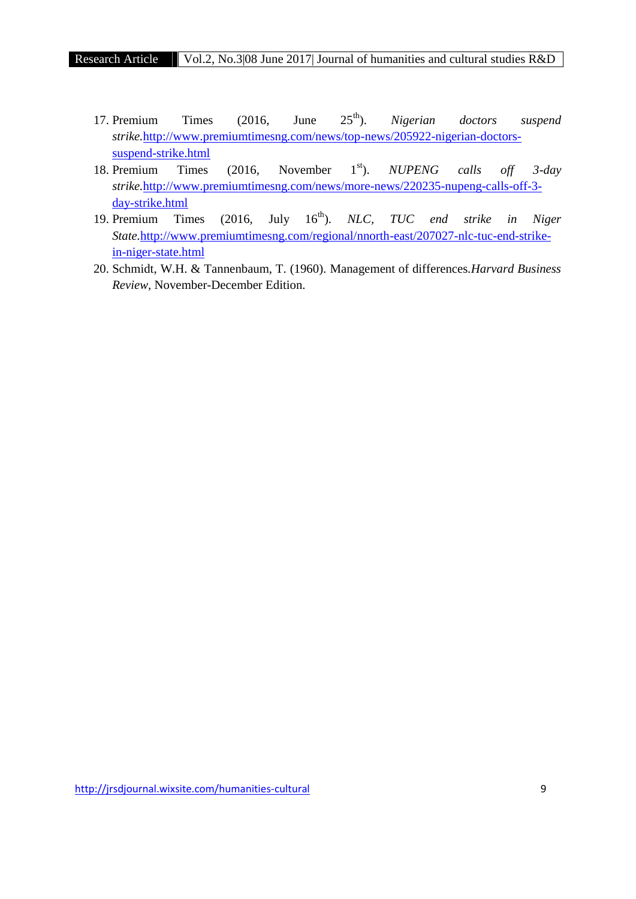17. Premium Times (2016, June 25th). *Nigerian doctors suspend strike.*http://www.premiumtimesng.com/news/top-news/205922-nigerian-doctors-suspend-strike.html
18. Premium Times (2016, November 1st). *NUPENG calls off 3-day strike.*http://www.premiumtimesng.com/news/more-news/220235-nupeng-calls-off-3-day-strike.html
19. Premium Times (2016, July 16th). *NLC, TUC end strike in Niger State.*http://www.premiumtimesng.com/regional/nnorth-east/207027-nlc-tuc-end-strike-in-niger-state.html
20. Schmidt, W.H. & Tannenbaum, T. (1960). Management of differences.*Harvard Business Review*, November-December Edition.